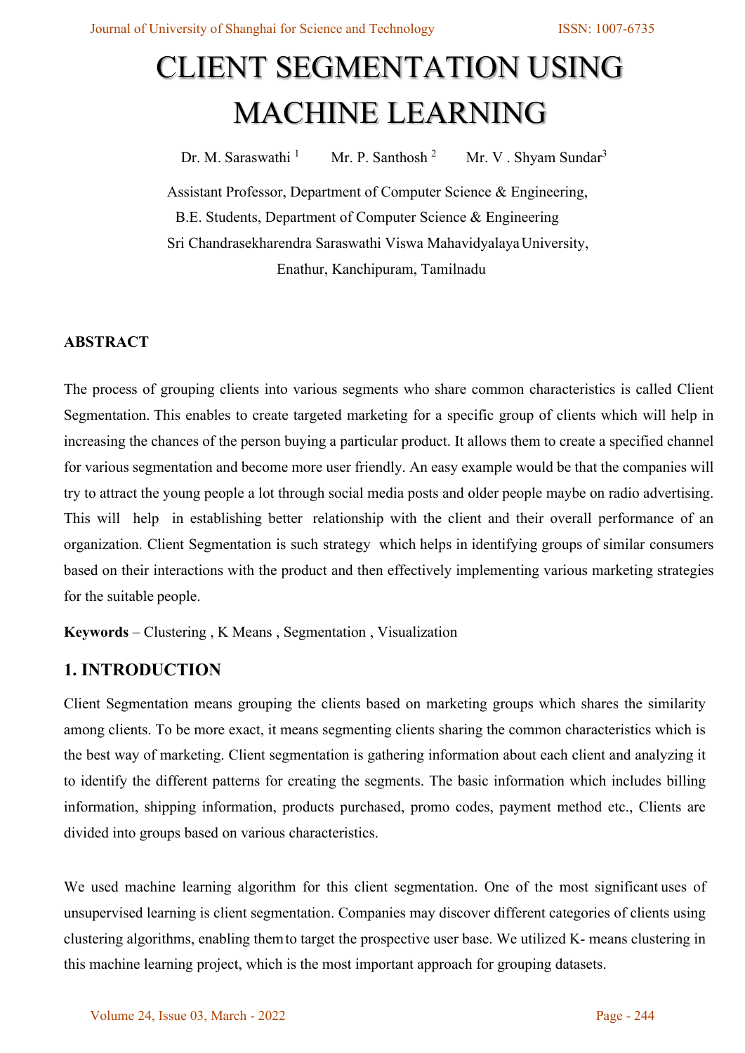# CLIENT SEGMENTATION USING MACHINE LEARNING

Dr. M. Saraswathi [1] Mr. P. Santhosh [2] Mr. V . Shyam Sundar[3]

Assistant Professor, Department of Computer Science & Engineering,
B.E. Students, Department of Computer Science & Engineering
Sri Chandrasekharendra Saraswathi Viswa Mahavidyalaya University,
Enathur, Kanchipuram, Tamilnadu

## ABSTRACT

The process of grouping clients into various segments who share common characteristics is called Client Segmentation. This enables to create targeted marketing for a specific group of clients which will help in increasing the chances of the person buying a particular product. It allows them to create a specified channel for various segmentation and become more user friendly. An easy example would be that the companies will try to attract the young people a lot through social media posts and older people maybe on radio advertising. This will help in establishing better relationship with the client and their overall performance of an organization. Client Segmentation is such strategy which helps in identifying groups of similar consumers based on their interactions with the product and then effectively implementing various marketing strategies for the suitable people.

**Keywords** – Clustering , K Means , Segmentation , Visualization

## 1. INTRODUCTION

Client Segmentation means grouping the clients based on marketing groups which shares the similarity among clients. To be more exact, it means segmenting clients sharing the common characteristics which is the best way of marketing. Client segmentation is gathering information about each client and analyzing it to identify the different patterns for creating the segments. The basic information which includes billing information, shipping information, products purchased, promo codes, payment method etc., Clients are divided into groups based on various characteristics.

We used machine learning algorithm for this client segmentation. One of the most significant uses of unsupervised learning is client segmentation. Companies may discover different categories of clients using clustering algorithms, enabling them to target the prospective user base. We utilized K- means clustering in this machine learning project, which is the most important approach for grouping datasets.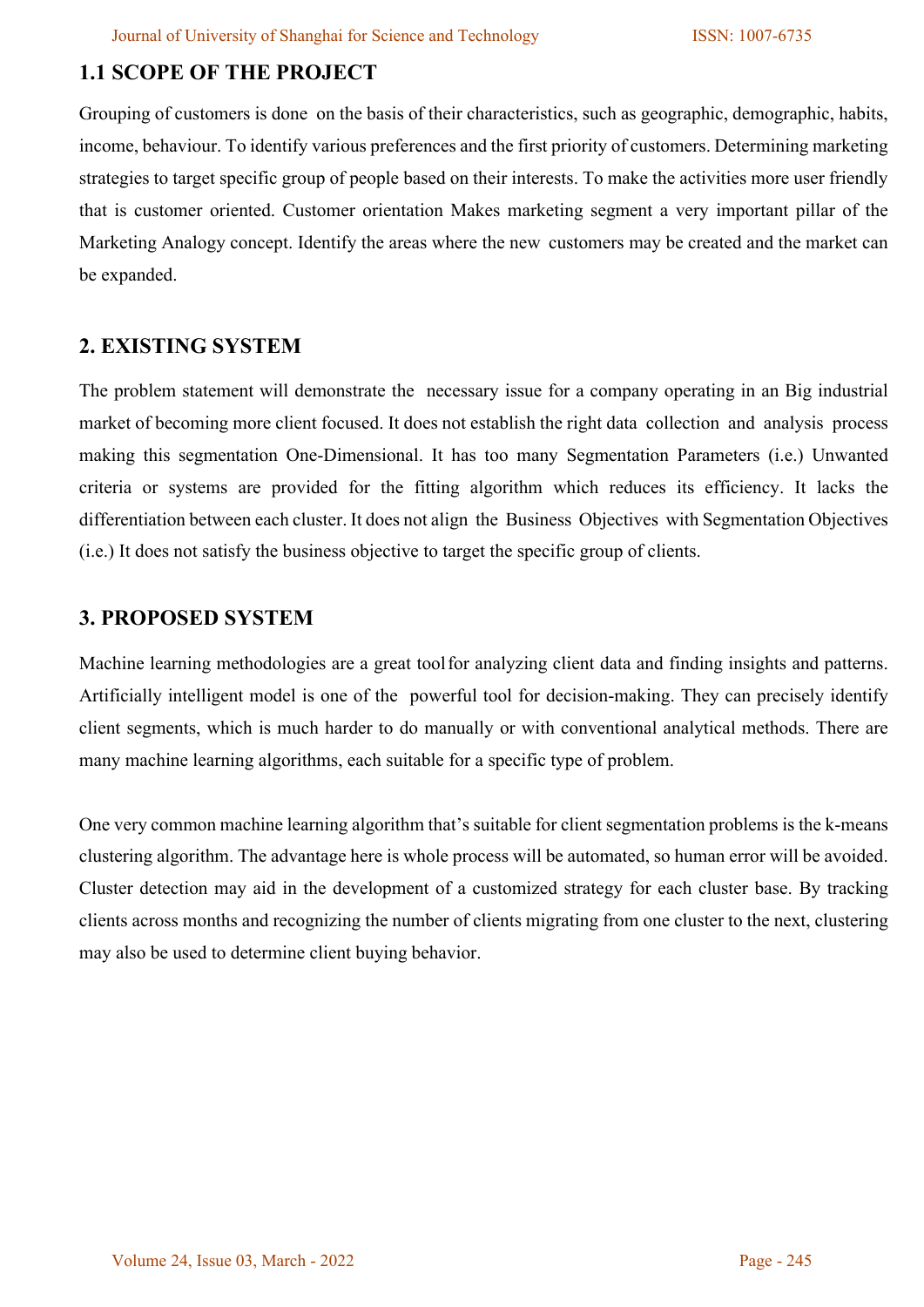## 1.1 SCOPE OF THE PROJECT

Grouping of customers is done on the basis of their characteristics, such as geographic, demographic, habits, income, behaviour. To identify various preferences and the first priority of customers. Determining marketing strategies to target specific group of people based on their interests. To make the activities more user friendly that is customer oriented. Customer orientation Makes marketing segment a very important pillar of the Marketing Analogy concept. Identify the areas where the new customers may be created and the market can be expanded.

## 2. EXISTING SYSTEM

The problem statement will demonstrate the necessary issue for a company operating in an Big industrial market of becoming more client focused. It does not establish the right data collection and analysis process making this segmentation One-Dimensional. It has too many Segmentation Parameters (i.e.) Unwanted criteria or systems are provided for the fitting algorithm which reduces its efficiency. It lacks the differentiation between each cluster. It does not align the Business Objectives with Segmentation Objectives (i.e.) It does not satisfy the business objective to target the specific group of clients.

## 3. PROPOSED SYSTEM

Machine learning methodologies are a great tool for analyzing client data and finding insights and patterns. Artificially intelligent model is one of the powerful tool for decision-making. They can precisely identify client segments, which is much harder to do manually or with conventional analytical methods. There are many machine learning algorithms, each suitable for a specific type of problem.

One very common machine learning algorithm that's suitable for client segmentation problems is the k-means clustering algorithm. The advantage here is whole process will be automated, so human error will be avoided. Cluster detection may aid in the development of a customized strategy for each cluster base. By tracking clients across months and recognizing the number of clients migrating from one cluster to the next, clustering may also be used to determine client buying behavior.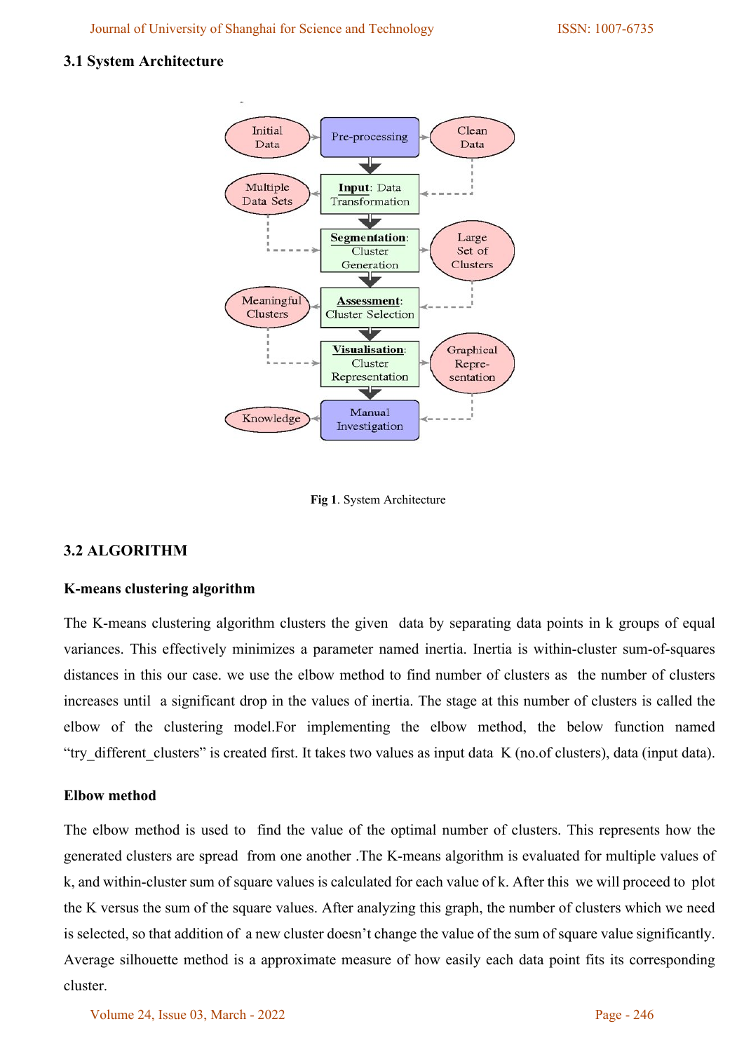## 3.1 System Architecture

Fig 1. System Architecture

## 3.2 ALGORITHM

### K-means clustering algorithm

The K-means clustering algorithm clusters the given data by separating data points in k groups of equal variances. This effectively minimizes a parameter named inertia. Inertia is within-cluster sum-of-squares distances in this our case. we use the elbow method to find number of clusters as the number of clusters increases until a significant drop in the values of inertia. The stage at this number of clusters is called the elbow of the clustering model.For implementing the elbow method, the below function named "try_different_clusters" is created first. It takes two values as input data K (no.of clusters), data (input data).

### Elbow method

The elbow method is used to find the value of the optimal number of clusters. This represents how the generated clusters are spread from one another .The K-means algorithm is evaluated for multiple values of k, and within-cluster sum of square values is calculated for each value of k. After this we will proceed to plot the K versus the sum of the square values. After analyzing this graph, the number of clusters which we need is selected, so that addition of a new cluster doesn't change the value of the sum of square value significantly. Average silhouette method is a approximate measure of how easily each data point fits its corresponding cluster.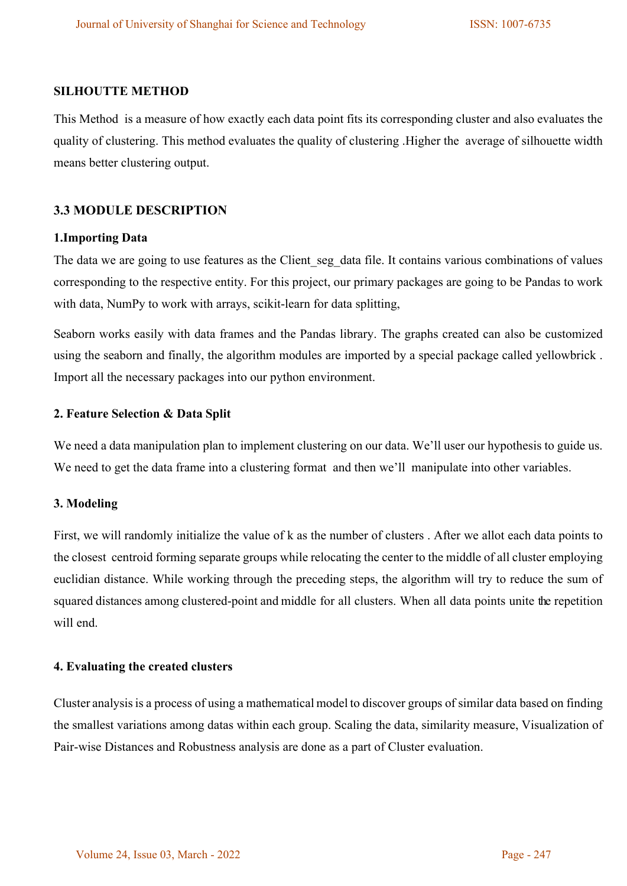**SILHOUTTE METHOD**

This Method is a measure of how exactly each data point fits its corresponding cluster and also evaluates the quality of clustering. This method evaluates the quality of clustering .Higher the average of silhouette width means better clustering output.

## 3.3 MODULE DESCRIPTION

**1.Importing Data**

The data we are going to use features as the Client_seg_data file. It contains various combinations of values corresponding to the respective entity. For this project, our primary packages are going to be Pandas to work with data, NumPy to work with arrays, scikit-learn for data splitting,

Seaborn works easily with data frames and the Pandas library. The graphs created can also be customized using the seaborn and finally, the algorithm modules are imported by a special package called yellowbrick . Import all the necessary packages into our python environment.

**2. Feature Selection & Data Split**

We need a data manipulation plan to implement clustering on our data. We'll user our hypothesis to guide us. We need to get the data frame into a clustering format and then we'll manipulate into other variables.

**3. Modeling**

First, we will randomly initialize the value of k as the number of clusters . After we allot each data points to the closest centroid forming separate groups while relocating the center to the middle of all cluster employing euclidian distance. While working through the preceding steps, the algorithm will try to reduce the sum of squared distances among clustered-point and middle for all clusters. When all data points unite the repetition will end.

**4. Evaluating the created clusters**

Cluster analysis is a process of using a mathematical model to discover groups of similar data based on finding the smallest variations among datas within each group. Scaling the data, similarity measure, Visualization of Pair-wise Distances and Robustness analysis are done as a part of Cluster evaluation.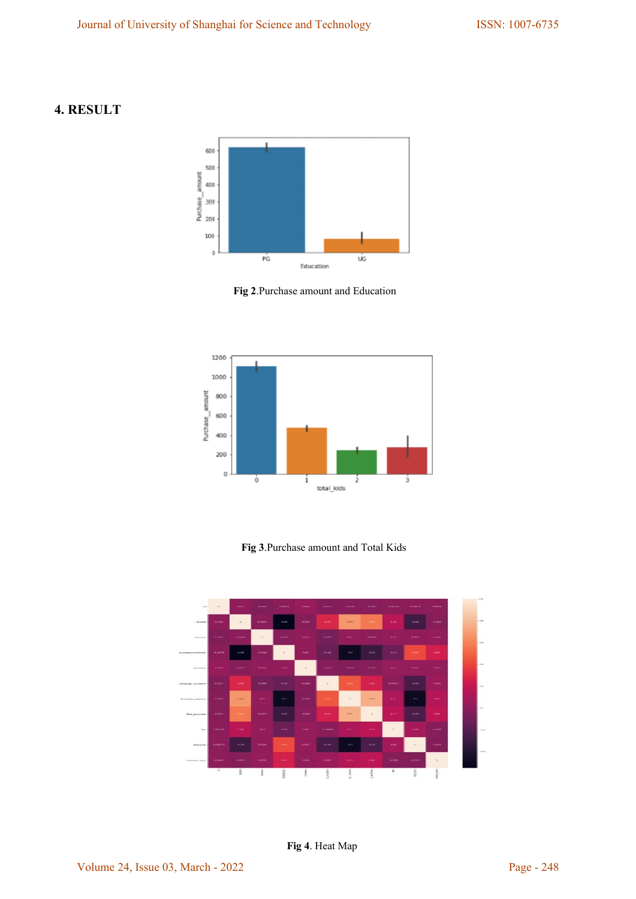## 4. RESULT

**Fig 2**.Purchase amount and Education

**Fig 3**.Purchase amount and Total Kids

**Fig 4**. Heat Map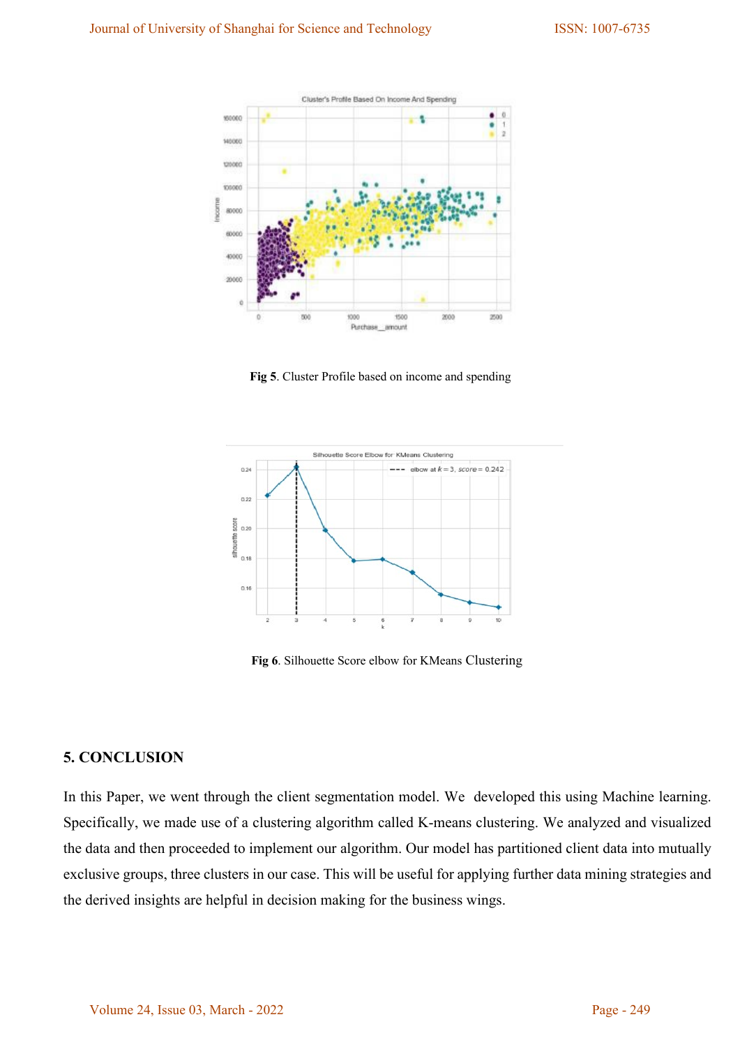**Fig 5**. Cluster Profile based on income and spending

**Fig 6**. Silhouette Score elbow for KMeans Clustering

## 5. CONCLUSION

In this Paper, we went through the client segmentation model. We developed this using Machine learning. Specifically, we made use of a clustering algorithm called K-means clustering. We analyzed and visualized the data and then proceeded to implement our algorithm. Our model has partitioned client data into mutually exclusive groups, three clusters in our case. This will be useful for applying further data mining strategies and the derived insights are helpful in decision making for the business wings.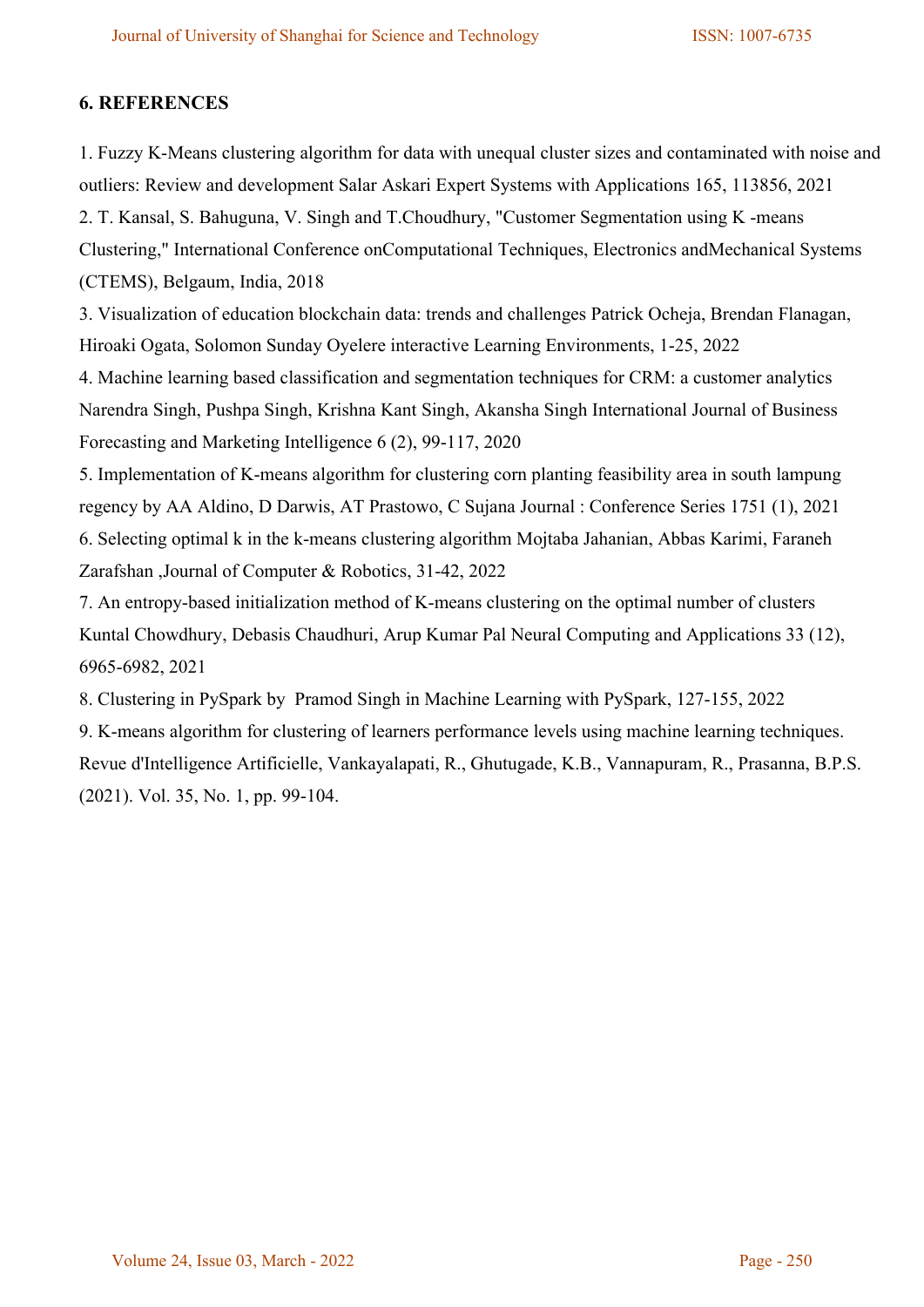## 6. REFERENCES

1. Fuzzy K-Means clustering algorithm for data with unequal cluster sizes and contaminated with noise and outliers: Review and development Salar Askari Expert Systems with Applications 165, 113856, 2021
2. T. Kansal, S. Bahuguna, V. Singh and T.Choudhury, "Customer Segmentation using K -means Clustering," International Conference onComputational Techniques, Electronics andMechanical Systems (CTEMS), Belgaum, India, 2018
3. Visualization of education blockchain data: trends and challenges Patrick Ocheja, Brendan Flanagan, Hiroaki Ogata, Solomon Sunday Oyelere interactive Learning Environments, 1-25, 2022
4. Machine learning based classification and segmentation techniques for CRM: a customer analytics Narendra Singh, Pushpa Singh, Krishna Kant Singh, Akansha Singh International Journal of Business Forecasting and Marketing Intelligence 6 (2), 99-117, 2020
5. Implementation of K-means algorithm for clustering corn planting feasibility area in south lampung regency by AA Aldino, D Darwis, AT Prastowo, C Sujana Journal : Conference Series 1751 (1), 2021
6. Selecting optimal k in the k-means clustering algorithm Mojtaba Jahanian, Abbas Karimi, Faraneh Zarafshan ,Journal of Computer & Robotics, 31-42, 2022
7. An entropy-based initialization method of K-means clustering on the optimal number of clusters Kuntal Chowdhury, Debasis Chaudhuri, Arup Kumar Pal Neural Computing and Applications 33 (12), 6965-6982, 2021
8. Clustering in PySpark by Pramod Singh in Machine Learning with PySpark, 127-155, 2022
9. K-means algorithm for clustering of learners performance levels using machine learning techniques. Revue d'Intelligence Artificielle, Vankayalapati, R., Ghutugade, K.B., Vannapuram, R., Prasanna, B.P.S. (2021). Vol. 35, No. 1, pp. 99-104.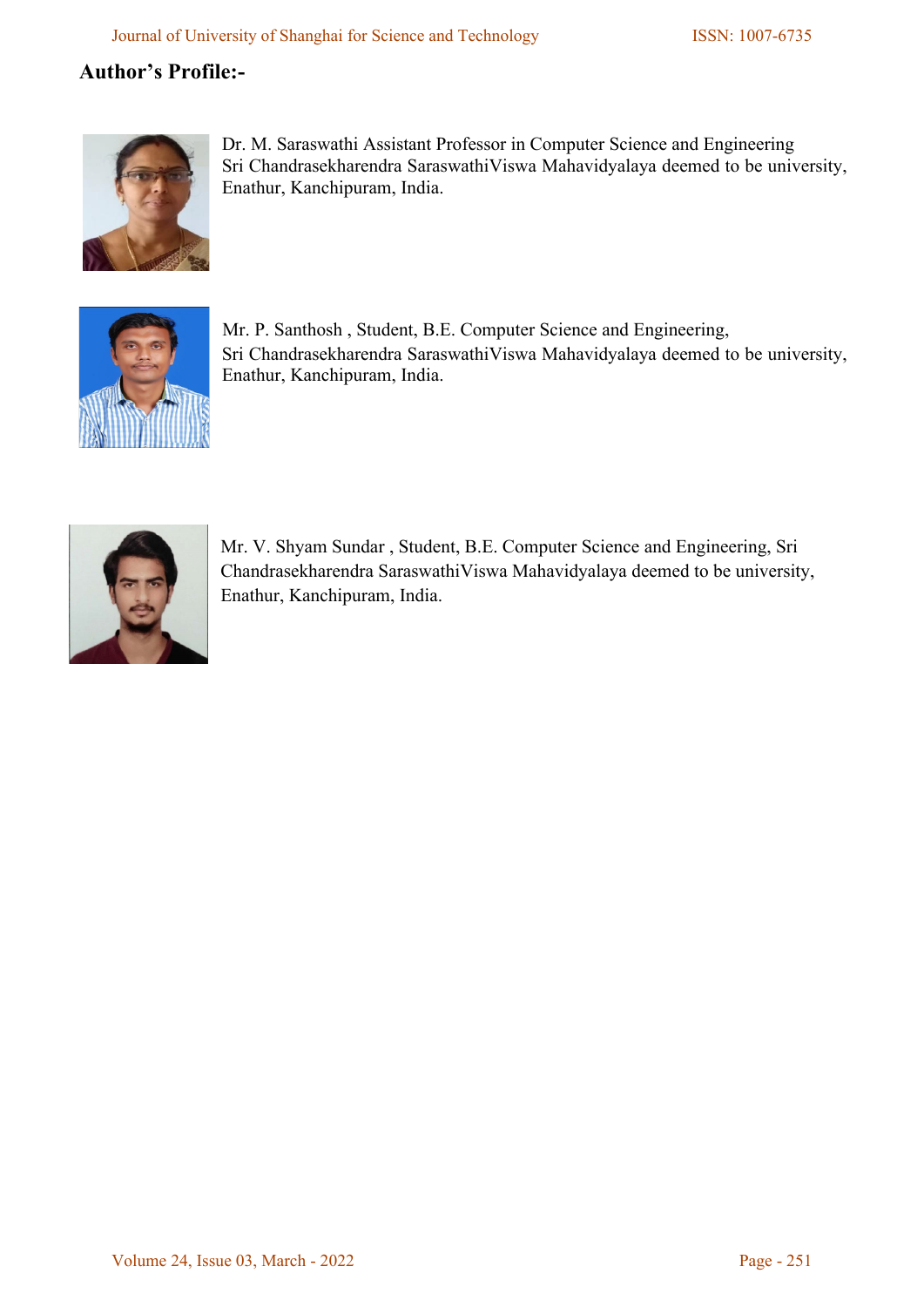## Author's Profile:-

Dr. M. Saraswathi Assistant Professor in Computer Science and Engineering Sri Chandrasekharendra SaraswathiViswa Mahavidyalaya deemed to be university, Enathur, Kanchipuram, India.

Mr. P. Santhosh , Student, B.E. Computer Science and Engineering, Sri Chandrasekharendra SaraswathiViswa Mahavidyalaya deemed to be university, Enathur, Kanchipuram, India.

Mr. V. Shyam Sundar , Student, B.E. Computer Science and Engineering, Sri Chandrasekharendra SaraswathiViswa Mahavidyalaya deemed to be university, Enathur, Kanchipuram, India.